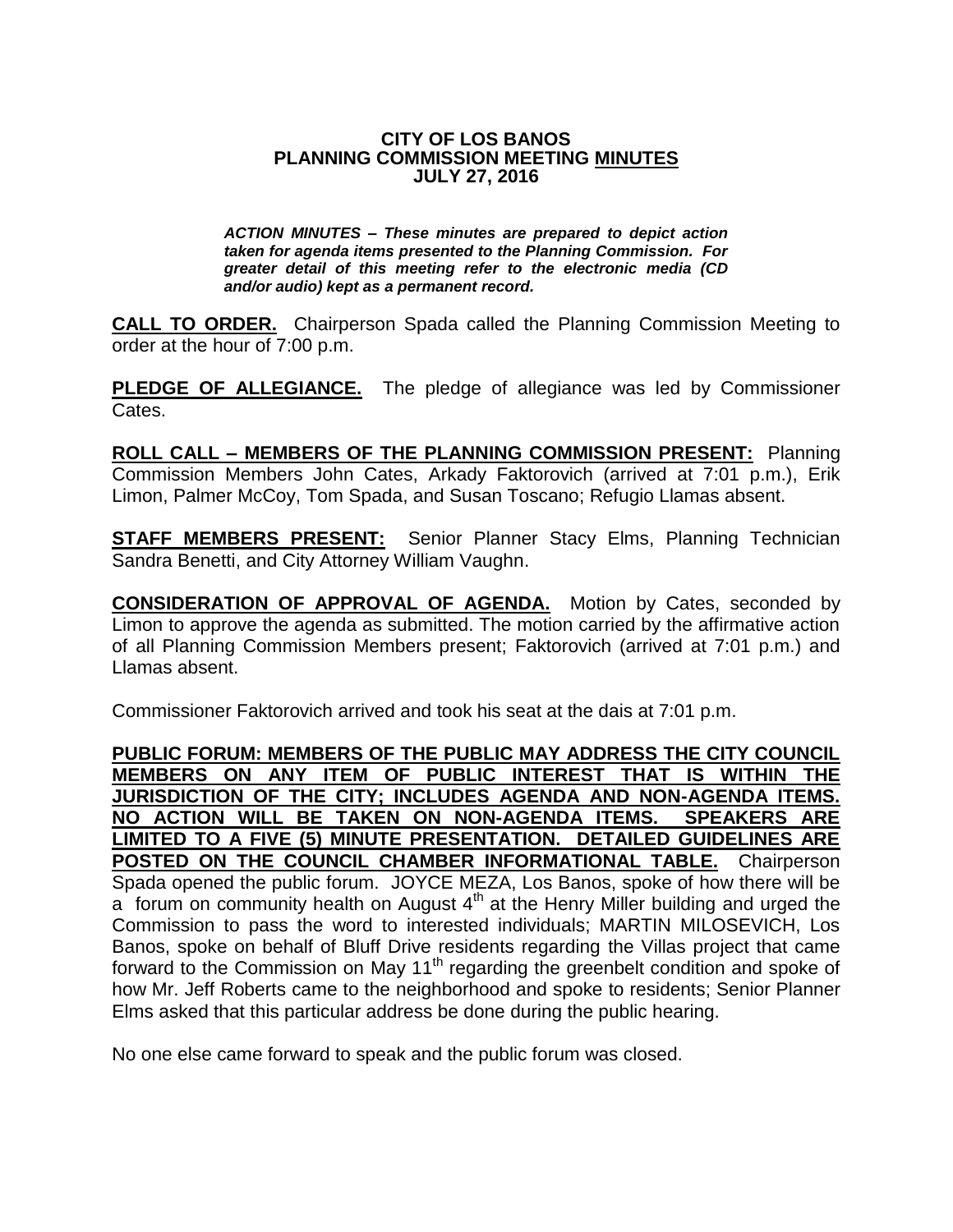**CITY OF LOS BANOS**
**PLANNING COMMISSION MEETING MINUTES**
**JULY 27, 2016**

***ACTION MINUTES – These minutes are prepared to depict action taken for agenda items presented to the Planning Commission. For greater detail of this meeting refer to the electronic media (CD and/or audio) kept as a permanent record.***

**CALL TO ORDER.** Chairperson Spada called the Planning Commission Meeting to order at the hour of 7:00 p.m.

**PLEDGE OF ALLEGIANCE.** The pledge of allegiance was led by Commissioner Cates.

**ROLL CALL – MEMBERS OF THE PLANNING COMMISSION PRESENT:** Planning Commission Members John Cates, Arkady Faktorovich (arrived at 7:01 p.m.), Erik Limon, Palmer McCoy, Tom Spada, and Susan Toscano; Refugio Llamas absent.

**STAFF MEMBERS PRESENT:** Senior Planner Stacy Elms, Planning Technician Sandra Benetti, and City Attorney William Vaughn.

**CONSIDERATION OF APPROVAL OF AGENDA.** Motion by Cates, seconded by Limon to approve the agenda as submitted. The motion carried by the affirmative action of all Planning Commission Members present; Faktorovich (arrived at 7:01 p.m.) and Llamas absent.

Commissioner Faktorovich arrived and took his seat at the dais at 7:01 p.m.

**PUBLIC FORUM: MEMBERS OF THE PUBLIC MAY ADDRESS THE CITY COUNCIL MEMBERS ON ANY ITEM OF PUBLIC INTEREST THAT IS WITHIN THE JURISDICTION OF THE CITY; INCLUDES AGENDA AND NON-AGENDA ITEMS. NO ACTION WILL BE TAKEN ON NON-AGENDA ITEMS. SPEAKERS ARE LIMITED TO A FIVE (5) MINUTE PRESENTATION. DETAILED GUIDELINES ARE POSTED ON THE COUNCIL CHAMBER INFORMATIONAL TABLE.** Chairperson Spada opened the public forum. JOYCE MEZA, Los Banos, spoke of how there will be a forum on community health on August 4th at the Henry Miller building and urged the Commission to pass the word to interested individuals; MARTIN MILOSEVICH, Los Banos, spoke on behalf of Bluff Drive residents regarding the Villas project that came forward to the Commission on May 11th regarding the greenbelt condition and spoke of how Mr. Jeff Roberts came to the neighborhood and spoke to residents; Senior Planner Elms asked that this particular address be done during the public hearing.

No one else came forward to speak and the public forum was closed.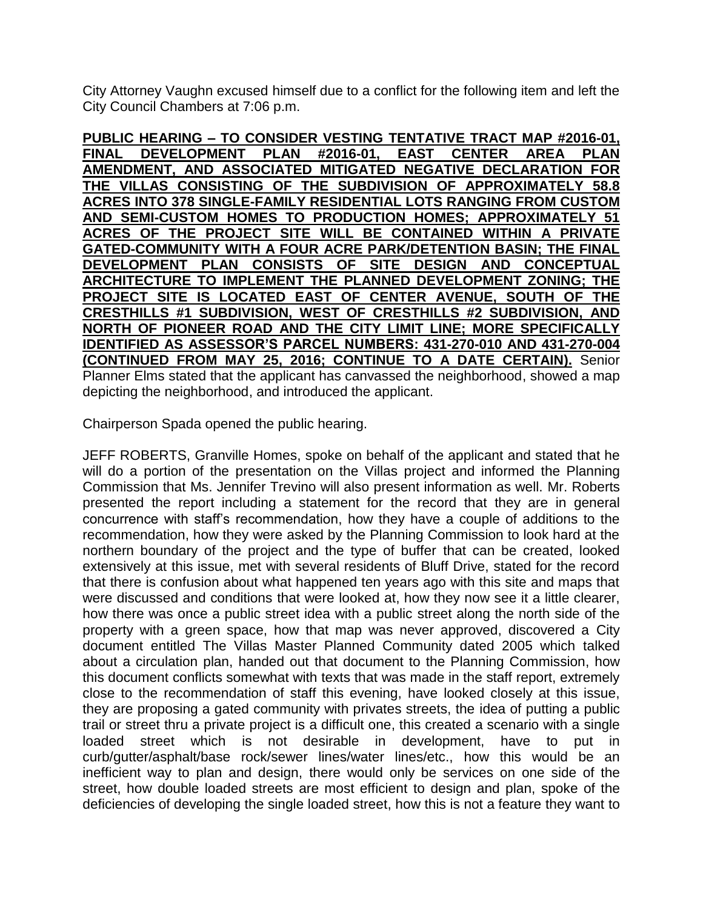City Attorney Vaughn excused himself due to a conflict for the following item and left the City Council Chambers at 7:06 p.m.

**PUBLIC HEARING – TO CONSIDER VESTING TENTATIVE TRACT MAP #2016-01, FINAL DEVELOPMENT PLAN #2016-01, EAST CENTER AREA PLAN AMENDMENT, AND ASSOCIATED MITIGATED NEGATIVE DECLARATION FOR THE VILLAS CONSISTING OF THE SUBDIVISION OF APPROXIMATELY 58.8 ACRES INTO 378 SINGLE-FAMILY RESIDENTIAL LOTS RANGING FROM CUSTOM AND SEMI-CUSTOM HOMES TO PRODUCTION HOMES; APPROXIMATELY 51 ACRES OF THE PROJECT SITE WILL BE CONTAINED WITHIN A PRIVATE GATED-COMMUNITY WITH A FOUR ACRE PARK/DETENTION BASIN; THE FINAL DEVELOPMENT PLAN CONSISTS OF SITE DESIGN AND CONCEPTUAL ARCHITECTURE TO IMPLEMENT THE PLANNED DEVELOPMENT ZONING; THE PROJECT SITE IS LOCATED EAST OF CENTER AVENUE, SOUTH OF THE CRESTHILLS #1 SUBDIVISION, WEST OF CRESTHILLS #2 SUBDIVISION, AND NORTH OF PIONEER ROAD AND THE CITY LIMIT LINE; MORE SPECIFICALLY IDENTIFIED AS ASSESSOR'S PARCEL NUMBERS: 431-270-010 AND 431-270-004 (CONTINUED FROM MAY 25, 2016; CONTINUE TO A DATE CERTAIN).** Senior Planner Elms stated that the applicant has canvassed the neighborhood, showed a map depicting the neighborhood, and introduced the applicant.

Chairperson Spada opened the public hearing.

JEFF ROBERTS, Granville Homes, spoke on behalf of the applicant and stated that he will do a portion of the presentation on the Villas project and informed the Planning Commission that Ms. Jennifer Trevino will also present information as well. Mr. Roberts presented the report including a statement for the record that they are in general concurrence with staff's recommendation, how they have a couple of additions to the recommendation, how they were asked by the Planning Commission to look hard at the northern boundary of the project and the type of buffer that can be created, looked extensively at this issue, met with several residents of Bluff Drive, stated for the record that there is confusion about what happened ten years ago with this site and maps that were discussed and conditions that were looked at, how they now see it a little clearer, how there was once a public street idea with a public street along the north side of the property with a green space, how that map was never approved, discovered a City document entitled The Villas Master Planned Community dated 2005 which talked about a circulation plan, handed out that document to the Planning Commission, how this document conflicts somewhat with texts that was made in the staff report, extremely close to the recommendation of staff this evening, have looked closely at this issue, they are proposing a gated community with privates streets, the idea of putting a public trail or street thru a private project is a difficult one, this created a scenario with a single loaded street which is not desirable in development, have to put in curb/gutter/asphalt/base rock/sewer lines/water lines/etc., how this would be an inefficient way to plan and design, there would only be services on one side of the street, how double loaded streets are most efficient to design and plan, spoke of the deficiencies of developing the single loaded street, how this is not a feature they want to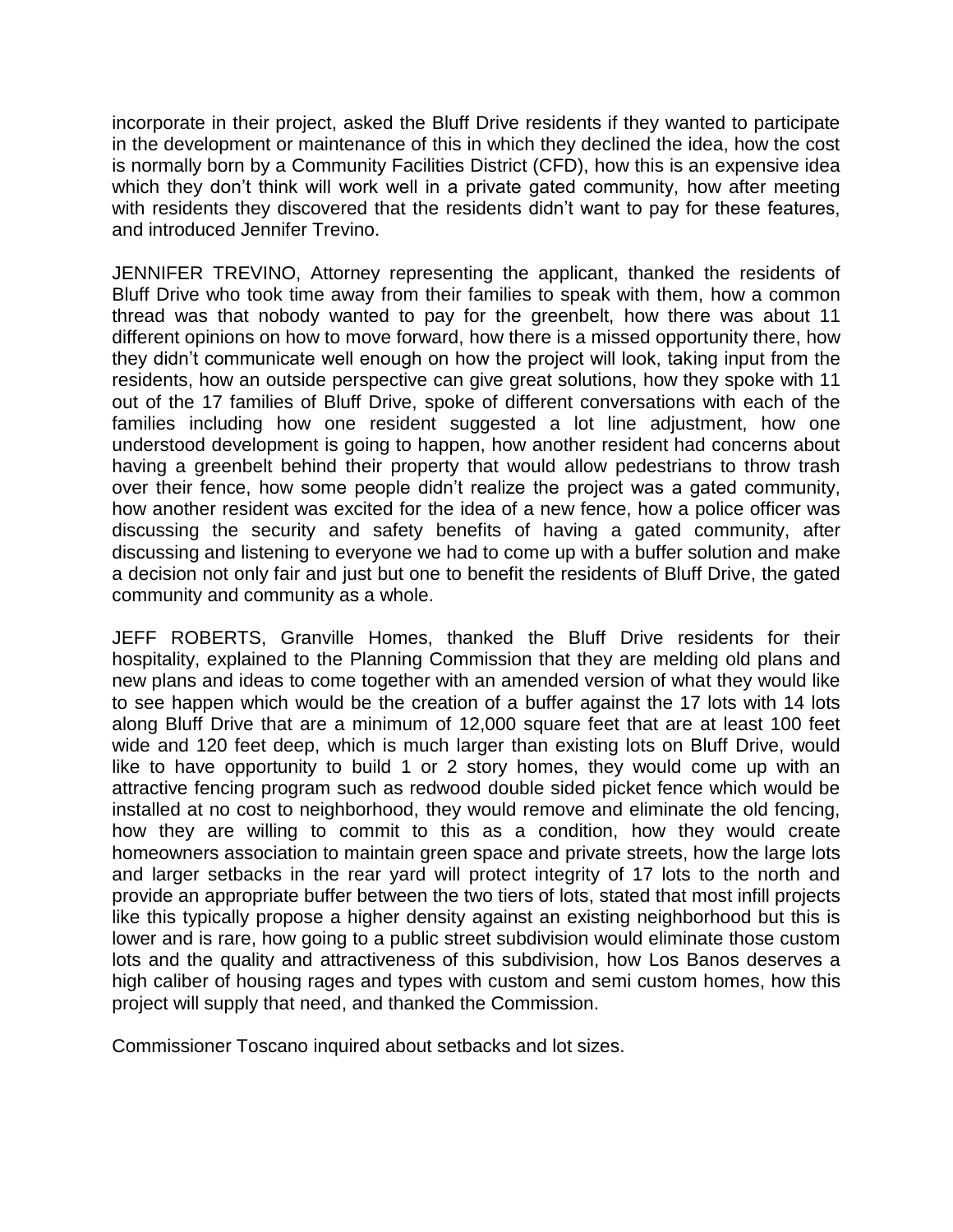incorporate in their project, asked the Bluff Drive residents if they wanted to participate in the development or maintenance of this in which they declined the idea, how the cost is normally born by a Community Facilities District (CFD), how this is an expensive idea which they don't think will work well in a private gated community, how after meeting with residents they discovered that the residents didn't want to pay for these features, and introduced Jennifer Trevino.

JENNIFER TREVINO, Attorney representing the applicant, thanked the residents of Bluff Drive who took time away from their families to speak with them, how a common thread was that nobody wanted to pay for the greenbelt, how there was about 11 different opinions on how to move forward, how there is a missed opportunity there, how they didn't communicate well enough on how the project will look, taking input from the residents, how an outside perspective can give great solutions, how they spoke with 11 out of the 17 families of Bluff Drive, spoke of different conversations with each of the families including how one resident suggested a lot line adjustment, how one understood development is going to happen, how another resident had concerns about having a greenbelt behind their property that would allow pedestrians to throw trash over their fence, how some people didn't realize the project was a gated community, how another resident was excited for the idea of a new fence, how a police officer was discussing the security and safety benefits of having a gated community, after discussing and listening to everyone we had to come up with a buffer solution and make a decision not only fair and just but one to benefit the residents of Bluff Drive, the gated community and community as a whole.

JEFF ROBERTS, Granville Homes, thanked the Bluff Drive residents for their hospitality, explained to the Planning Commission that they are melding old plans and new plans and ideas to come together with an amended version of what they would like to see happen which would be the creation of a buffer against the 17 lots with 14 lots along Bluff Drive that are a minimum of 12,000 square feet that are at least 100 feet wide and 120 feet deep, which is much larger than existing lots on Bluff Drive, would like to have opportunity to build 1 or 2 story homes, they would come up with an attractive fencing program such as redwood double sided picket fence which would be installed at no cost to neighborhood, they would remove and eliminate the old fencing, how they are willing to commit to this as a condition, how they would create homeowners association to maintain green space and private streets, how the large lots and larger setbacks in the rear yard will protect integrity of 17 lots to the north and provide an appropriate buffer between the two tiers of lots, stated that most infill projects like this typically propose a higher density against an existing neighborhood but this is lower and is rare, how going to a public street subdivision would eliminate those custom lots and the quality and attractiveness of this subdivision, how Los Banos deserves a high caliber of housing rages and types with custom and semi custom homes, how this project will supply that need, and thanked the Commission.

Commissioner Toscano inquired about setbacks and lot sizes.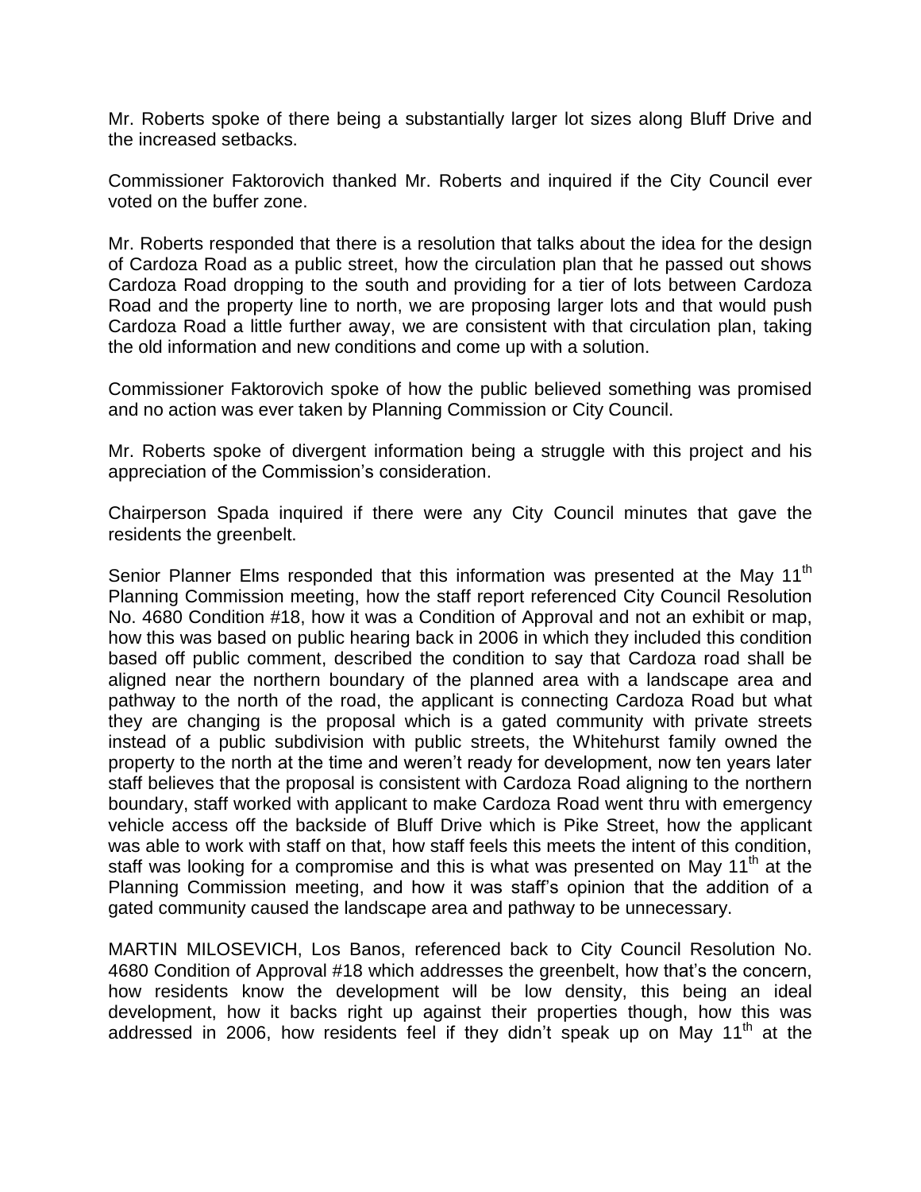Mr. Roberts spoke of there being a substantially larger lot sizes along Bluff Drive and the increased setbacks.

Commissioner Faktorovich thanked Mr. Roberts and inquired if the City Council ever voted on the buffer zone.

Mr. Roberts responded that there is a resolution that talks about the idea for the design of Cardoza Road as a public street, how the circulation plan that he passed out shows Cardoza Road dropping to the south and providing for a tier of lots between Cardoza Road and the property line to north, we are proposing larger lots and that would push Cardoza Road a little further away, we are consistent with that circulation plan, taking the old information and new conditions and come up with a solution.

Commissioner Faktorovich spoke of how the public believed something was promised and no action was ever taken by Planning Commission or City Council.

Mr. Roberts spoke of divergent information being a struggle with this project and his appreciation of the Commission's consideration.

Chairperson Spada inquired if there were any City Council minutes that gave the residents the greenbelt.

Senior Planner Elms responded that this information was presented at the May 11th Planning Commission meeting, how the staff report referenced City Council Resolution No. 4680 Condition #18, how it was a Condition of Approval and not an exhibit or map, how this was based on public hearing back in 2006 in which they included this condition based off public comment, described the condition to say that Cardoza road shall be aligned near the northern boundary of the planned area with a landscape area and pathway to the north of the road, the applicant is connecting Cardoza Road but what they are changing is the proposal which is a gated community with private streets instead of a public subdivision with public streets, the Whitehurst family owned the property to the north at the time and weren't ready for development, now ten years later staff believes that the proposal is consistent with Cardoza Road aligning to the northern boundary, staff worked with applicant to make Cardoza Road went thru with emergency vehicle access off the backside of Bluff Drive which is Pike Street, how the applicant was able to work with staff on that, how staff feels this meets the intent of this condition, staff was looking for a compromise and this is what was presented on May 11th at the Planning Commission meeting, and how it was staff's opinion that the addition of a gated community caused the landscape area and pathway to be unnecessary.

MARTIN MILOSEVICH, Los Banos, referenced back to City Council Resolution No. 4680 Condition of Approval #18 which addresses the greenbelt, how that's the concern, how residents know the development will be low density, this being an ideal development, how it backs right up against their properties though, how this was addressed in 2006, how residents feel if they didn't speak up on May 11th at the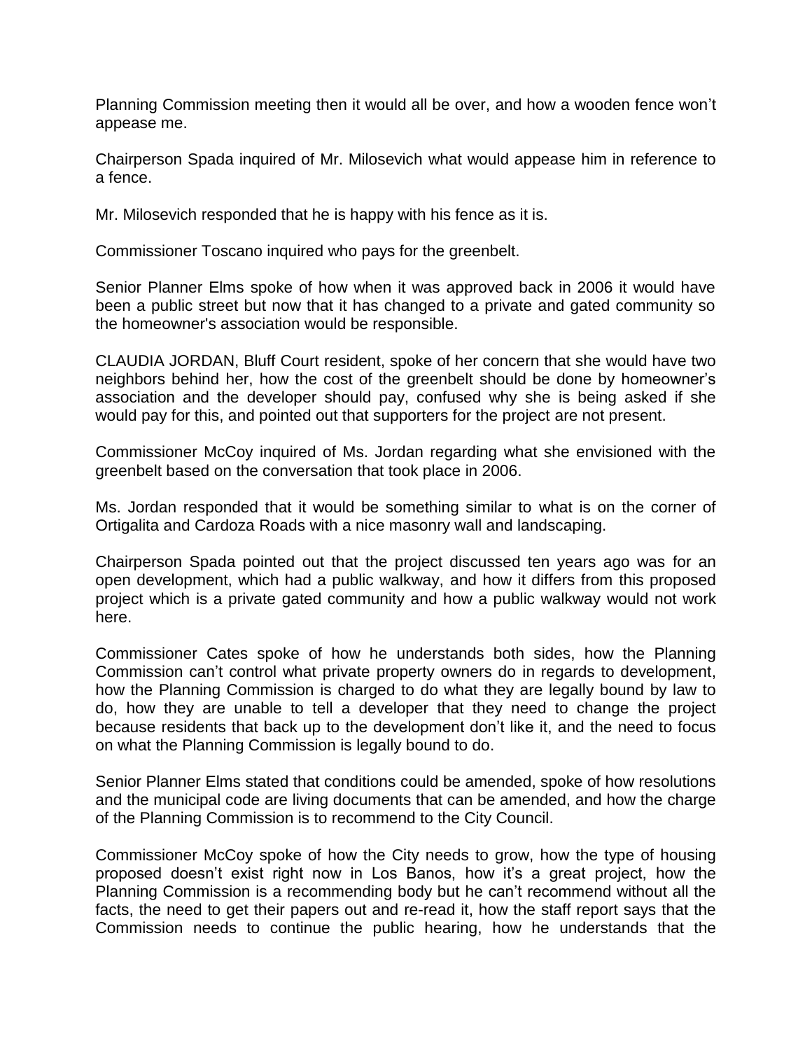Planning Commission meeting then it would all be over, and how a wooden fence won't appease me.

Chairperson Spada inquired of Mr. Milosevich what would appease him in reference to a fence.

Mr. Milosevich responded that he is happy with his fence as it is.

Commissioner Toscano inquired who pays for the greenbelt.

Senior Planner Elms spoke of how when it was approved back in 2006 it would have been a public street but now that it has changed to a private and gated community so the homeowner's association would be responsible.

CLAUDIA JORDAN, Bluff Court resident, spoke of her concern that she would have two neighbors behind her, how the cost of the greenbelt should be done by homeowner's association and the developer should pay, confused why she is being asked if she would pay for this, and pointed out that supporters for the project are not present.

Commissioner McCoy inquired of Ms. Jordan regarding what she envisioned with the greenbelt based on the conversation that took place in 2006.

Ms. Jordan responded that it would be something similar to what is on the corner of Ortigalita and Cardoza Roads with a nice masonry wall and landscaping.

Chairperson Spada pointed out that the project discussed ten years ago was for an open development, which had a public walkway, and how it differs from this proposed project which is a private gated community and how a public walkway would not work here.

Commissioner Cates spoke of how he understands both sides, how the Planning Commission can't control what private property owners do in regards to development, how the Planning Commission is charged to do what they are legally bound by law to do, how they are unable to tell a developer that they need to change the project because residents that back up to the development don't like it, and the need to focus on what the Planning Commission is legally bound to do.

Senior Planner Elms stated that conditions could be amended, spoke of how resolutions and the municipal code are living documents that can be amended, and how the charge of the Planning Commission is to recommend to the City Council.

Commissioner McCoy spoke of how the City needs to grow, how the type of housing proposed doesn't exist right now in Los Banos, how it's a great project, how the Planning Commission is a recommending body but he can't recommend without all the facts, the need to get their papers out and re-read it, how the staff report says that the Commission needs to continue the public hearing, how he understands that the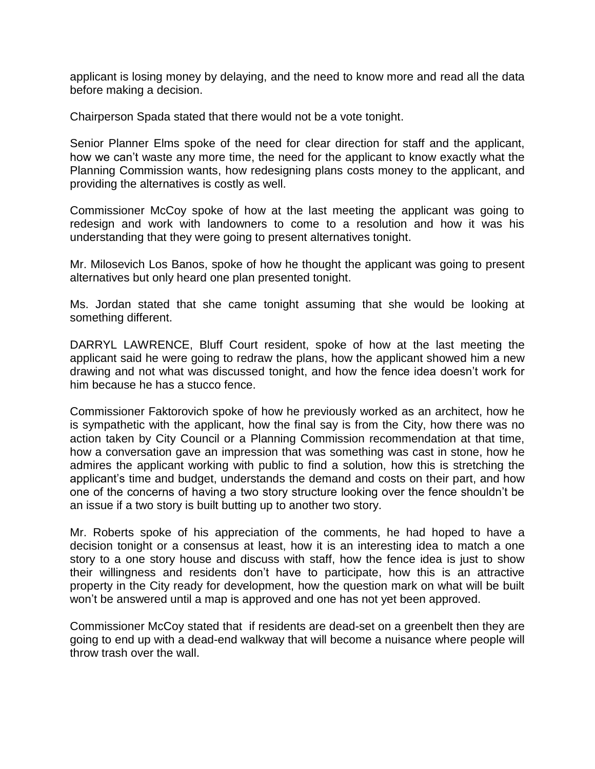applicant is losing money by delaying, and the need to know more and read all the data before making a decision.

Chairperson Spada stated that there would not be a vote tonight.

Senior Planner Elms spoke of the need for clear direction for staff and the applicant, how we can't waste any more time, the need for the applicant to know exactly what the Planning Commission wants, how redesigning plans costs money to the applicant, and providing the alternatives is costly as well.

Commissioner McCoy spoke of how at the last meeting the applicant was going to redesign and work with landowners to come to a resolution and how it was his understanding that they were going to present alternatives tonight.

Mr. Milosevich Los Banos, spoke of how he thought the applicant was going to present alternatives but only heard one plan presented tonight.

Ms. Jordan stated that she came tonight assuming that she would be looking at something different.

DARRYL LAWRENCE, Bluff Court resident, spoke of how at the last meeting the applicant said he were going to redraw the plans, how the applicant showed him a new drawing and not what was discussed tonight, and how the fence idea doesn't work for him because he has a stucco fence.

Commissioner Faktorovich spoke of how he previously worked as an architect, how he is sympathetic with the applicant, how the final say is from the City, how there was no action taken by City Council or a Planning Commission recommendation at that time, how a conversation gave an impression that was something was cast in stone, how he admires the applicant working with public to find a solution, how this is stretching the applicant's time and budget, understands the demand and costs on their part, and how one of the concerns of having a two story structure looking over the fence shouldn't be an issue if a two story is built butting up to another two story.

Mr. Roberts spoke of his appreciation of the comments, he had hoped to have a decision tonight or a consensus at least, how it is an interesting idea to match a one story to a one story house and discuss with staff, how the fence idea is just to show their willingness and residents don't have to participate, how this is an attractive property in the City ready for development, how the question mark on what will be built won't be answered until a map is approved and one has not yet been approved.

Commissioner McCoy stated that if residents are dead-set on a greenbelt then they are going to end up with a dead-end walkway that will become a nuisance where people will throw trash over the wall.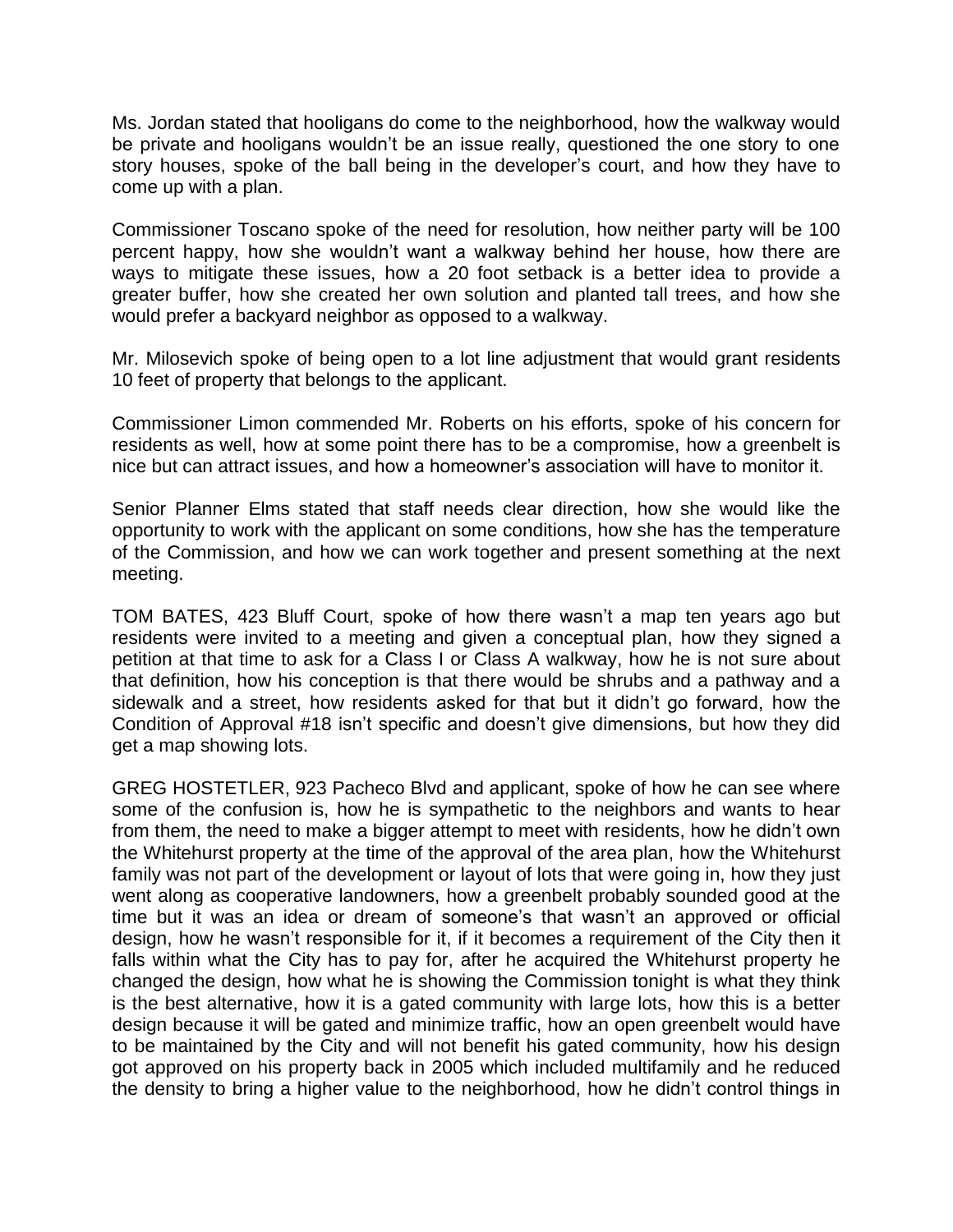Ms. Jordan stated that hooligans do come to the neighborhood, how the walkway would be private and hooligans wouldn't be an issue really, questioned the one story to one story houses, spoke of the ball being in the developer's court, and how they have to come up with a plan.

Commissioner Toscano spoke of the need for resolution, how neither party will be 100 percent happy, how she wouldn't want a walkway behind her house, how there are ways to mitigate these issues, how a 20 foot setback is a better idea to provide a greater buffer, how she created her own solution and planted tall trees, and how she would prefer a backyard neighbor as opposed to a walkway.

Mr. Milosevich spoke of being open to a lot line adjustment that would grant residents 10 feet of property that belongs to the applicant.

Commissioner Limon commended Mr. Roberts on his efforts, spoke of his concern for residents as well, how at some point there has to be a compromise, how a greenbelt is nice but can attract issues, and how a homeowner's association will have to monitor it.

Senior Planner Elms stated that staff needs clear direction, how she would like the opportunity to work with the applicant on some conditions, how she has the temperature of the Commission, and how we can work together and present something at the next meeting.

TOM BATES, 423 Bluff Court, spoke of how there wasn't a map ten years ago but residents were invited to a meeting and given a conceptual plan, how they signed a petition at that time to ask for a Class I or Class A walkway, how he is not sure about that definition, how his conception is that there would be shrubs and a pathway and a sidewalk and a street, how residents asked for that but it didn't go forward, how the Condition of Approval #18 isn't specific and doesn't give dimensions, but how they did get a map showing lots.

GREG HOSTETLER, 923 Pacheco Blvd and applicant, spoke of how he can see where some of the confusion is, how he is sympathetic to the neighbors and wants to hear from them, the need to make a bigger attempt to meet with residents, how he didn't own the Whitehurst property at the time of the approval of the area plan, how the Whitehurst family was not part of the development or layout of lots that were going in, how they just went along as cooperative landowners, how a greenbelt probably sounded good at the time but it was an idea or dream of someone's that wasn't an approved or official design, how he wasn't responsible for it, if it becomes a requirement of the City then it falls within what the City has to pay for, after he acquired the Whitehurst property he changed the design, how what he is showing the Commission tonight is what they think is the best alternative, how it is a gated community with large lots, how this is a better design because it will be gated and minimize traffic, how an open greenbelt would have to be maintained by the City and will not benefit his gated community, how his design got approved on his property back in 2005 which included multifamily and he reduced the density to bring a higher value to the neighborhood, how he didn't control things in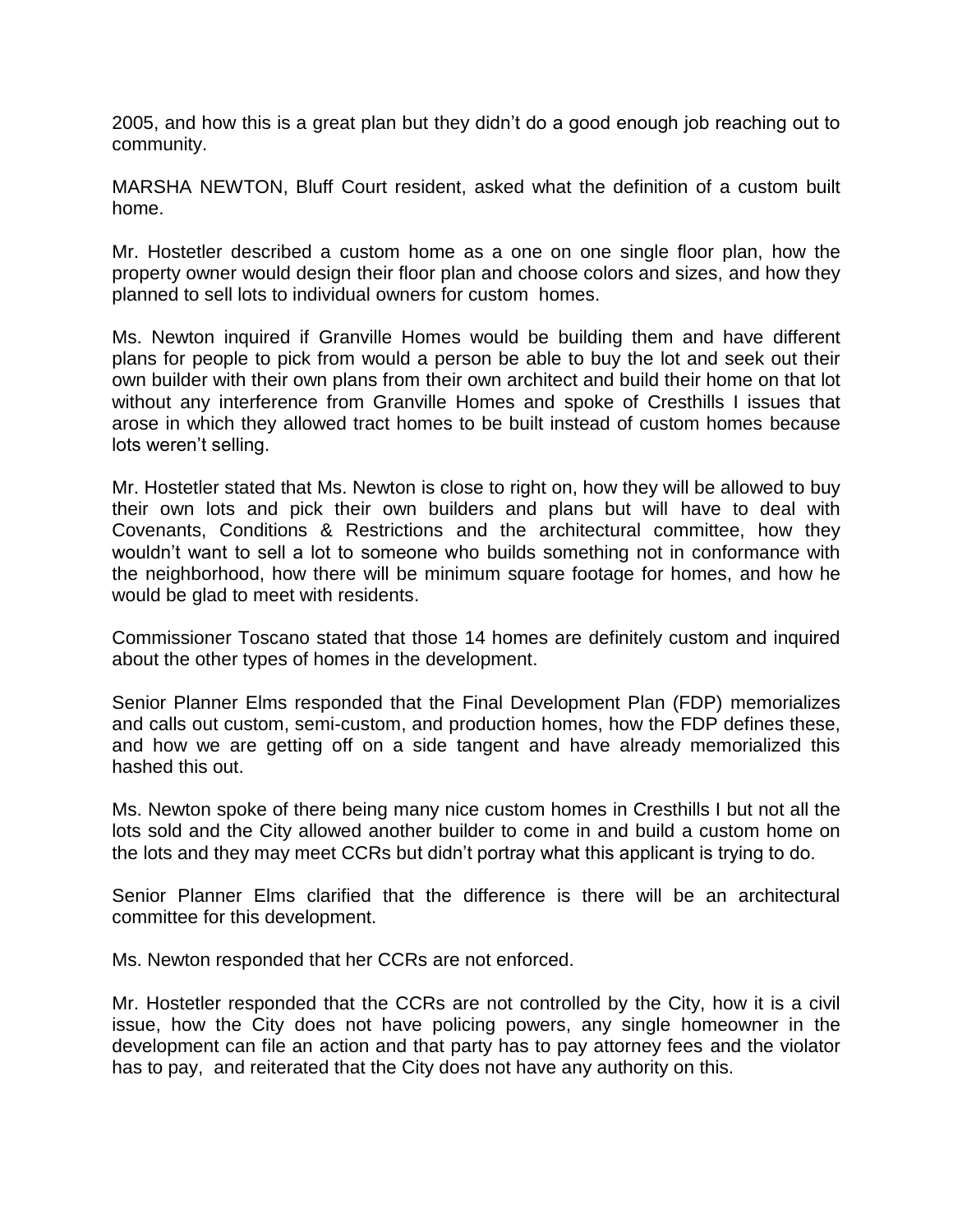2005, and how this is a great plan but they didn't do a good enough job reaching out to community.

MARSHA NEWTON, Bluff Court resident, asked what the definition of a custom built home.

Mr. Hostetler described a custom home as a one on one single floor plan, how the property owner would design their floor plan and choose colors and sizes, and how they planned to sell lots to individual owners for custom homes.

Ms. Newton inquired if Granville Homes would be building them and have different plans for people to pick from would a person be able to buy the lot and seek out their own builder with their own plans from their own architect and build their home on that lot without any interference from Granville Homes and spoke of Cresthills I issues that arose in which they allowed tract homes to be built instead of custom homes because lots weren't selling.

Mr. Hostetler stated that Ms. Newton is close to right on, how they will be allowed to buy their own lots and pick their own builders and plans but will have to deal with Covenants, Conditions & Restrictions and the architectural committee, how they wouldn't want to sell a lot to someone who builds something not in conformance with the neighborhood, how there will be minimum square footage for homes, and how he would be glad to meet with residents.

Commissioner Toscano stated that those 14 homes are definitely custom and inquired about the other types of homes in the development.

Senior Planner Elms responded that the Final Development Plan (FDP) memorializes and calls out custom, semi-custom, and production homes, how the FDP defines these, and how we are getting off on a side tangent and have already memorialized this hashed this out.

Ms. Newton spoke of there being many nice custom homes in Cresthills I but not all the lots sold and the City allowed another builder to come in and build a custom home on the lots and they may meet CCRs but didn't portray what this applicant is trying to do.

Senior Planner Elms clarified that the difference is there will be an architectural committee for this development.

Ms. Newton responded that her CCRs are not enforced.

Mr. Hostetler responded that the CCRs are not controlled by the City, how it is a civil issue, how the City does not have policing powers, any single homeowner in the development can file an action and that party has to pay attorney fees and the violator has to pay, and reiterated that the City does not have any authority on this.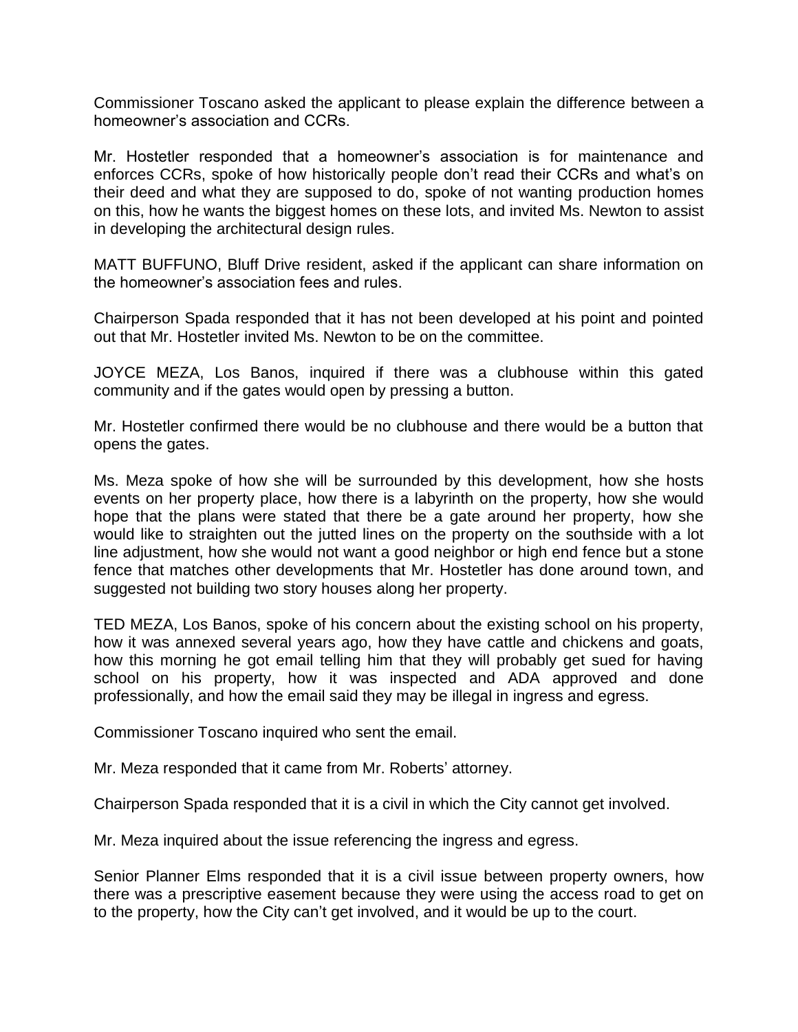Commissioner Toscano asked the applicant to please explain the difference between a homeowner's association and CCRs.

Mr. Hostetler responded that a homeowner's association is for maintenance and enforces CCRs, spoke of how historically people don't read their CCRs and what's on their deed and what they are supposed to do, spoke of not wanting production homes on this, how he wants the biggest homes on these lots, and invited Ms. Newton to assist in developing the architectural design rules.

MATT BUFFUNO, Bluff Drive resident, asked if the applicant can share information on the homeowner's association fees and rules.

Chairperson Spada responded that it has not been developed at his point and pointed out that Mr. Hostetler invited Ms. Newton to be on the committee.

JOYCE MEZA, Los Banos, inquired if there was a clubhouse within this gated community and if the gates would open by pressing a button.

Mr. Hostetler confirmed there would be no clubhouse and there would be a button that opens the gates.

Ms. Meza spoke of how she will be surrounded by this development, how she hosts events on her property place, how there is a labyrinth on the property, how she would hope that the plans were stated that there be a gate around her property, how she would like to straighten out the jutted lines on the property on the southside with a lot line adjustment, how she would not want a good neighbor or high end fence but a stone fence that matches other developments that Mr. Hostetler has done around town, and suggested not building two story houses along her property.

TED MEZA, Los Banos, spoke of his concern about the existing school on his property, how it was annexed several years ago, how they have cattle and chickens and goats, how this morning he got email telling him that they will probably get sued for having school on his property, how it was inspected and ADA approved and done professionally, and how the email said they may be illegal in ingress and egress.

Commissioner Toscano inquired who sent the email.

Mr. Meza responded that it came from Mr. Roberts' attorney.

Chairperson Spada responded that it is a civil in which the City cannot get involved.

Mr. Meza inquired about the issue referencing the ingress and egress.

Senior Planner Elms responded that it is a civil issue between property owners, how there was a prescriptive easement because they were using the access road to get on to the property, how the City can't get involved, and it would be up to the court.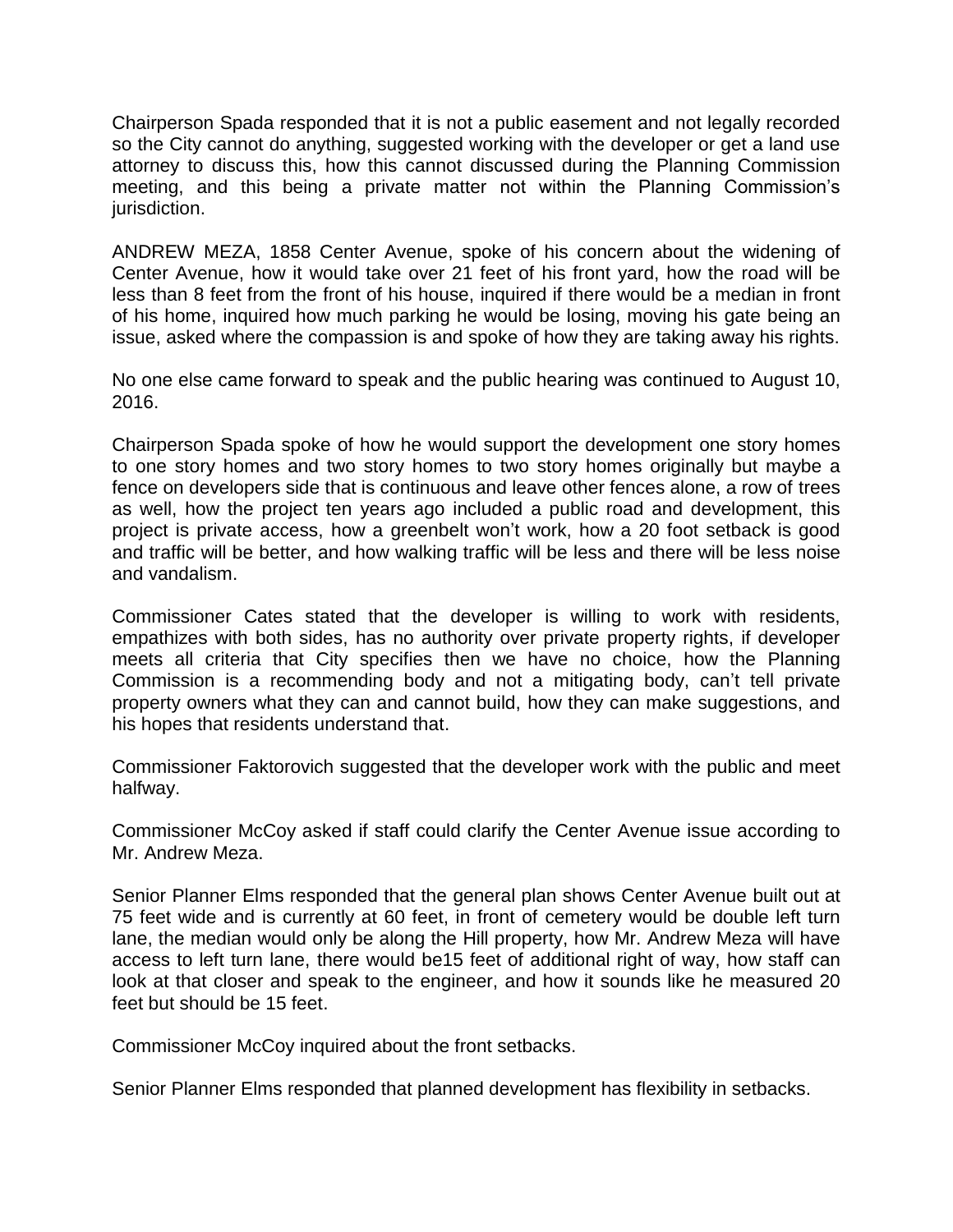Chairperson Spada responded that it is not a public easement and not legally recorded so the City cannot do anything, suggested working with the developer or get a land use attorney to discuss this, how this cannot discussed during the Planning Commission meeting, and this being a private matter not within the Planning Commission's jurisdiction.

ANDREW MEZA, 1858 Center Avenue, spoke of his concern about the widening of Center Avenue, how it would take over 21 feet of his front yard, how the road will be less than 8 feet from the front of his house, inquired if there would be a median in front of his home, inquired how much parking he would be losing, moving his gate being an issue, asked where the compassion is and spoke of how they are taking away his rights.

No one else came forward to speak and the public hearing was continued to August 10, 2016.

Chairperson Spada spoke of how he would support the development one story homes to one story homes and two story homes to two story homes originally but maybe a fence on developers side that is continuous and leave other fences alone, a row of trees as well, how the project ten years ago included a public road and development, this project is private access, how a greenbelt won't work, how a 20 foot setback is good and traffic will be better, and how walking traffic will be less and there will be less noise and vandalism.

Commissioner Cates stated that the developer is willing to work with residents, empathizes with both sides, has no authority over private property rights, if developer meets all criteria that City specifies then we have no choice, how the Planning Commission is a recommending body and not a mitigating body, can't tell private property owners what they can and cannot build, how they can make suggestions, and his hopes that residents understand that.

Commissioner Faktorovich suggested that the developer work with the public and meet halfway.

Commissioner McCoy asked if staff could clarify the Center Avenue issue according to Mr. Andrew Meza.

Senior Planner Elms responded that the general plan shows Center Avenue built out at 75 feet wide and is currently at 60 feet, in front of cemetery would be double left turn lane, the median would only be along the Hill property, how Mr. Andrew Meza will have access to left turn lane, there would be15 feet of additional right of way, how staff can look at that closer and speak to the engineer, and how it sounds like he measured 20 feet but should be 15 feet.

Commissioner McCoy inquired about the front setbacks.

Senior Planner Elms responded that planned development has flexibility in setbacks.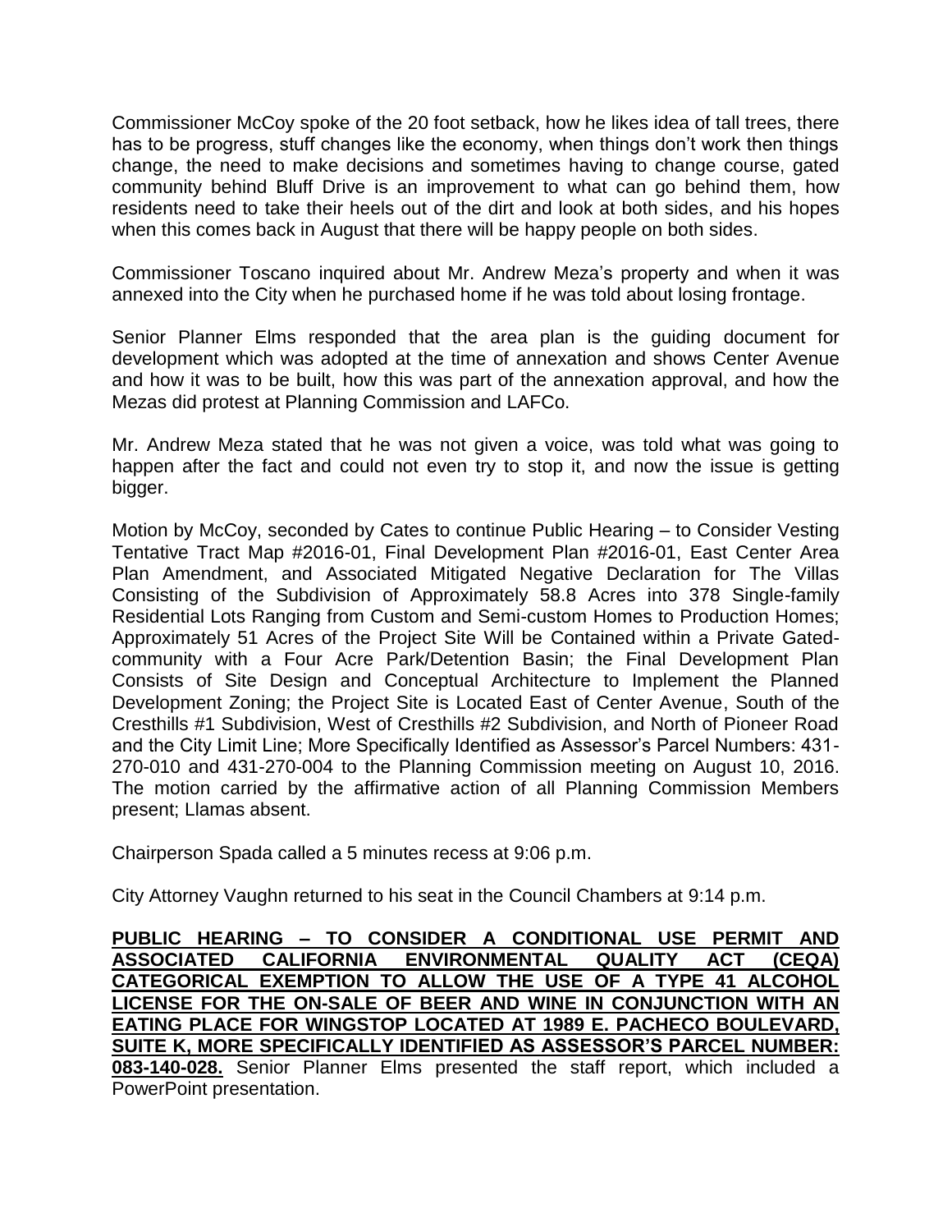Commissioner McCoy spoke of the 20 foot setback, how he likes idea of tall trees, there has to be progress, stuff changes like the economy, when things don't work then things change, the need to make decisions and sometimes having to change course, gated community behind Bluff Drive is an improvement to what can go behind them, how residents need to take their heels out of the dirt and look at both sides, and his hopes when this comes back in August that there will be happy people on both sides.

Commissioner Toscano inquired about Mr. Andrew Meza's property and when it was annexed into the City when he purchased home if he was told about losing frontage.

Senior Planner Elms responded that the area plan is the guiding document for development which was adopted at the time of annexation and shows Center Avenue and how it was to be built, how this was part of the annexation approval, and how the Mezas did protest at Planning Commission and LAFCo.

Mr. Andrew Meza stated that he was not given a voice, was told what was going to happen after the fact and could not even try to stop it, and now the issue is getting bigger.

Motion by McCoy, seconded by Cates to continue Public Hearing – to Consider Vesting Tentative Tract Map #2016-01, Final Development Plan #2016-01, East Center Area Plan Amendment, and Associated Mitigated Negative Declaration for The Villas Consisting of the Subdivision of Approximately 58.8 Acres into 378 Single-family Residential Lots Ranging from Custom and Semi-custom Homes to Production Homes; Approximately 51 Acres of the Project Site Will be Contained within a Private Gated-community with a Four Acre Park/Detention Basin; the Final Development Plan Consists of Site Design and Conceptual Architecture to Implement the Planned Development Zoning; the Project Site is Located East of Center Avenue, South of the Cresthills #1 Subdivision, West of Cresthills #2 Subdivision, and North of Pioneer Road and the City Limit Line; More Specifically Identified as Assessor's Parcel Numbers: 431-270-010 and 431-270-004 to the Planning Commission meeting on August 10, 2016. The motion carried by the affirmative action of all Planning Commission Members present; Llamas absent.

Chairperson Spada called a 5 minutes recess at 9:06 p.m.

City Attorney Vaughn returned to his seat in the Council Chambers at 9:14 p.m.

**PUBLIC HEARING – TO CONSIDER A CONDITIONAL USE PERMIT AND ASSOCIATED CALIFORNIA ENVIRONMENTAL QUALITY ACT (CEQA) CATEGORICAL EXEMPTION TO ALLOW THE USE OF A TYPE 41 ALCOHOL LICENSE FOR THE ON-SALE OF BEER AND WINE IN CONJUNCTION WITH AN EATING PLACE FOR WINGSTOP LOCATED AT 1989 E. PACHECO BOULEVARD, SUITE K, MORE SPECIFICALLY IDENTIFIED AS ASSESSOR'S PARCEL NUMBER: 083-140-028.** Senior Planner Elms presented the staff report, which included a PowerPoint presentation.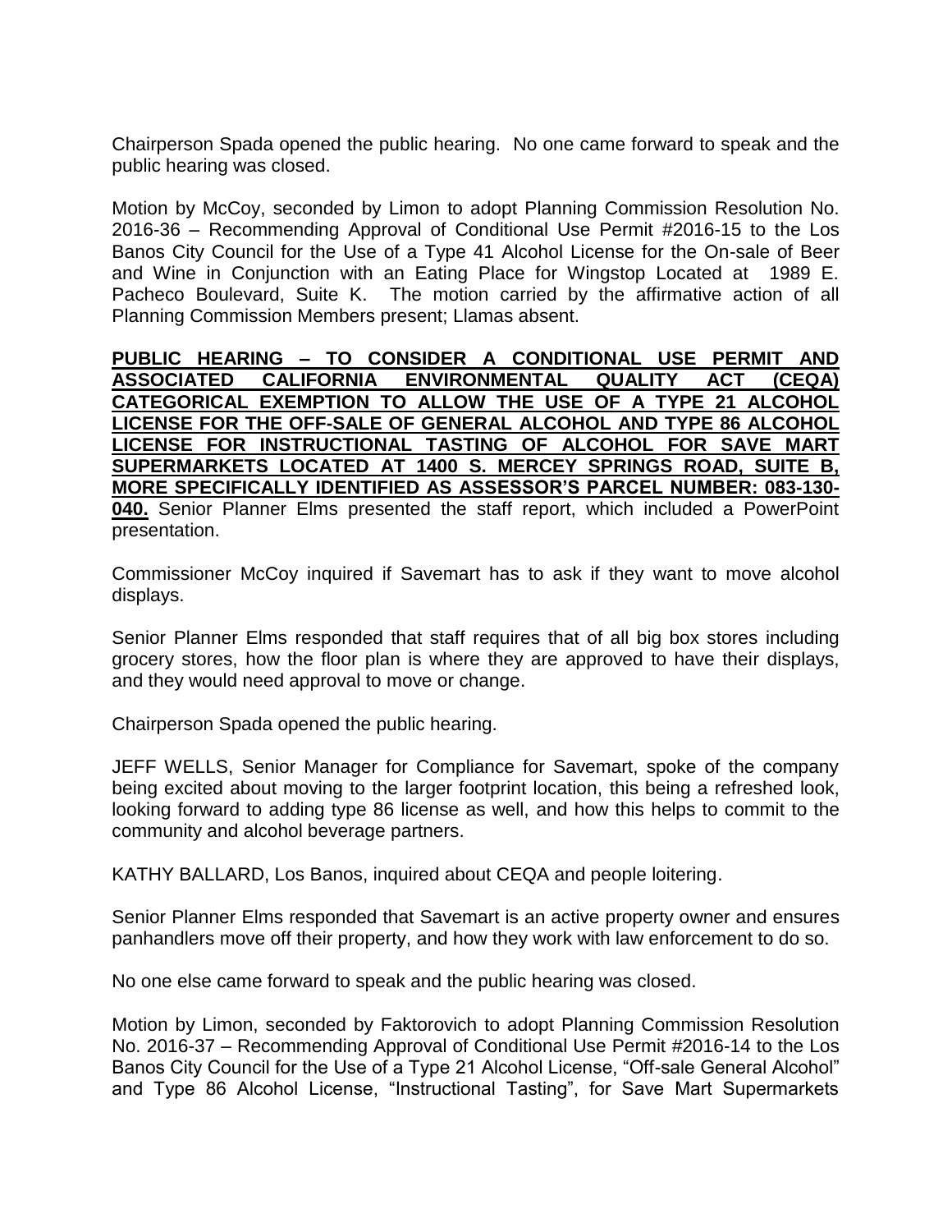Chairperson Spada opened the public hearing. No one came forward to speak and the public hearing was closed.

Motion by McCoy, seconded by Limon to adopt Planning Commission Resolution No. 2016-36 – Recommending Approval of Conditional Use Permit #2016-15 to the Los Banos City Council for the Use of a Type 41 Alcohol License for the On-sale of Beer and Wine in Conjunction with an Eating Place for Wingstop Located at 1989 E. Pacheco Boulevard, Suite K. The motion carried by the affirmative action of all Planning Commission Members present; Llamas absent.

**PUBLIC HEARING – TO CONSIDER A CONDITIONAL USE PERMIT AND ASSOCIATED CALIFORNIA ENVIRONMENTAL QUALITY ACT (CEQA) CATEGORICAL EXEMPTION TO ALLOW THE USE OF A TYPE 21 ALCOHOL LICENSE FOR THE OFF-SALE OF GENERAL ALCOHOL AND TYPE 86 ALCOHOL LICENSE FOR INSTRUCTIONAL TASTING OF ALCOHOL FOR SAVE MART SUPERMARKETS LOCATED AT 1400 S. MERCEY SPRINGS ROAD, SUITE B, MORE SPECIFICALLY IDENTIFIED AS ASSESSOR'S PARCEL NUMBER: 083-130-040.** Senior Planner Elms presented the staff report, which included a PowerPoint presentation.

Commissioner McCoy inquired if Savemart has to ask if they want to move alcohol displays.

Senior Planner Elms responded that staff requires that of all big box stores including grocery stores, how the floor plan is where they are approved to have their displays, and they would need approval to move or change.

Chairperson Spada opened the public hearing.

JEFF WELLS, Senior Manager for Compliance for Savemart, spoke of the company being excited about moving to the larger footprint location, this being a refreshed look, looking forward to adding type 86 license as well, and how this helps to commit to the community and alcohol beverage partners.

KATHY BALLARD, Los Banos, inquired about CEQA and people loitering.

Senior Planner Elms responded that Savemart is an active property owner and ensures panhandlers move off their property, and how they work with law enforcement to do so.

No one else came forward to speak and the public hearing was closed.

Motion by Limon, seconded by Faktorovich to adopt Planning Commission Resolution No. 2016-37 – Recommending Approval of Conditional Use Permit #2016-14 to the Los Banos City Council for the Use of a Type 21 Alcohol License, "Off-sale General Alcohol" and Type 86 Alcohol License, "Instructional Tasting", for Save Mart Supermarkets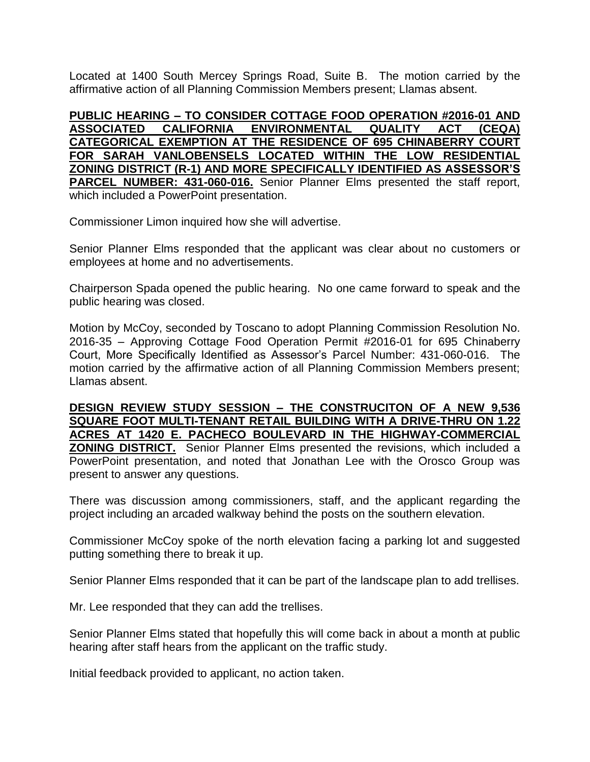Located at 1400 South Mercey Springs Road, Suite B. The motion carried by the affirmative action of all Planning Commission Members present; Llamas absent.

**PUBLIC HEARING – TO CONSIDER COTTAGE FOOD OPERATION #2016-01 AND ASSOCIATED CALIFORNIA ENVIRONMENTAL QUALITY ACT (CEQA) CATEGORICAL EXEMPTION AT THE RESIDENCE OF 695 CHINABERRY COURT FOR SARAH VANLOBENSELS LOCATED WITHIN THE LOW RESIDENTIAL ZONING DISTRICT (R-1) AND MORE SPECIFICALLY IDENTIFIED AS ASSESSOR'S PARCEL NUMBER: 431-060-016.** Senior Planner Elms presented the staff report, which included a PowerPoint presentation.

Commissioner Limon inquired how she will advertise.

Senior Planner Elms responded that the applicant was clear about no customers or employees at home and no advertisements.

Chairperson Spada opened the public hearing. No one came forward to speak and the public hearing was closed.

Motion by McCoy, seconded by Toscano to adopt Planning Commission Resolution No. 2016-35 – Approving Cottage Food Operation Permit #2016-01 for 695 Chinaberry Court, More Specifically Identified as Assessor's Parcel Number: 431-060-016. The motion carried by the affirmative action of all Planning Commission Members present; Llamas absent.

**DESIGN REVIEW STUDY SESSION – THE CONSTRUCITON OF A NEW 9,536 SQUARE FOOT MULTI-TENANT RETAIL BUILDING WITH A DRIVE-THRU ON 1.22 ACRES AT 1420 E. PACHECO BOULEVARD IN THE HIGHWAY-COMMERCIAL ZONING DISTRICT.** Senior Planner Elms presented the revisions, which included a PowerPoint presentation, and noted that Jonathan Lee with the Orosco Group was present to answer any questions.

There was discussion among commissioners, staff, and the applicant regarding the project including an arcaded walkway behind the posts on the southern elevation.

Commissioner McCoy spoke of the north elevation facing a parking lot and suggested putting something there to break it up.

Senior Planner Elms responded that it can be part of the landscape plan to add trellises.

Mr. Lee responded that they can add the trellises.

Senior Planner Elms stated that hopefully this will come back in about a month at public hearing after staff hears from the applicant on the traffic study.

Initial feedback provided to applicant, no action taken.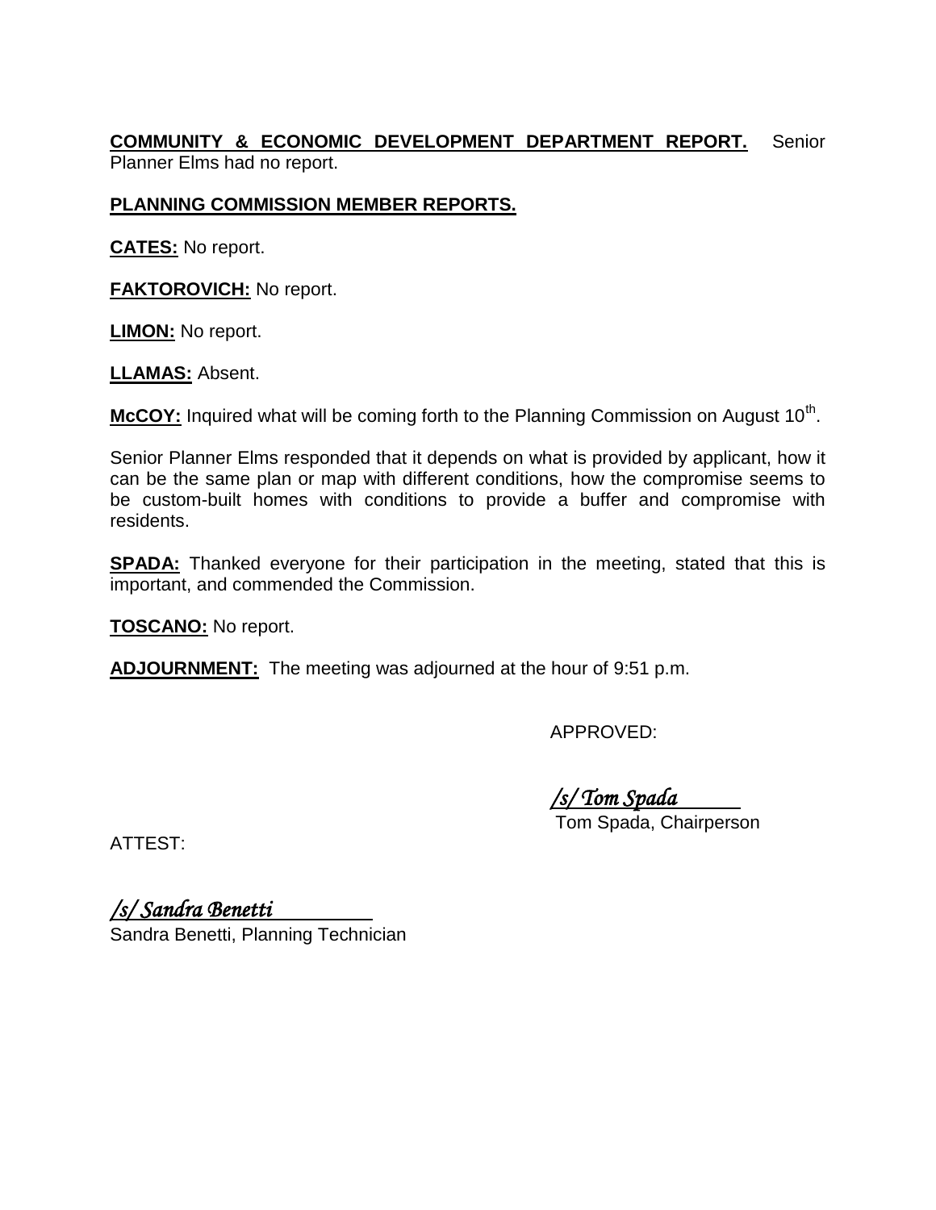**COMMUNITY & ECONOMIC DEVELOPMENT DEPARTMENT REPORT.** Senior Planner Elms had no report.

**PLANNING COMMISSION MEMBER REPORTS.**

**CATES:** No report.

**FAKTOROVICH:** No report.

**LIMON:** No report.

**LLAMAS:** Absent.

**McCOY:** Inquired what will be coming forth to the Planning Commission on August 10th.

Senior Planner Elms responded that it depends on what is provided by applicant, how it can be the same plan or map with different conditions, how the compromise seems to be custom-built homes with conditions to provide a buffer and compromise with residents.

**SPADA:** Thanked everyone for their participation in the meeting, stated that this is important, and commended the Commission.

**TOSCANO:** No report.

**ADJOURNMENT:** The meeting was adjourned at the hour of 9:51 p.m.

APPROVED:

*/s/ Tom Spada*
Tom Spada, Chairperson

ATTEST:

*/s/ Sandra Benetti*
Sandra Benetti, Planning Technician